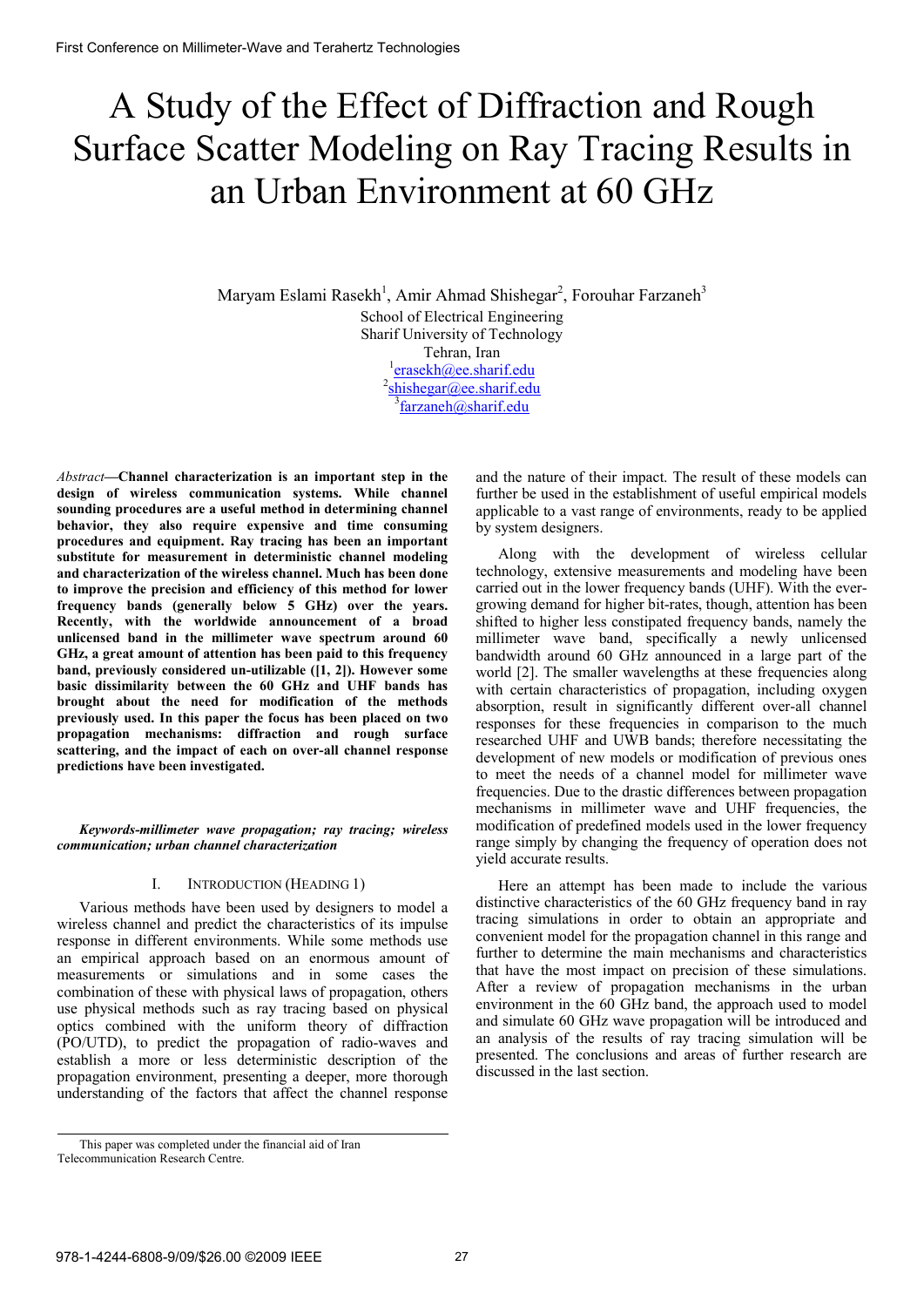# A Study of the Effect of Diffraction and Rough Surface Scatter Modeling on Ray Tracing Results in an Urban Environment at 60 GHz

Maryam Eslami Rasekh[1], Amir Ahmad Shishegar[2], Forouhar Farzaneh[3]

School of Electrical Engineering
Sharif University of Technology
Tehran, Iran
[1]erasekh@ee.sharif.edu
[2]shishegar@ee.sharif.edu
[3]farzaneh@sharif.edu

*Abstract*—**Channel characterization is an important step in the design of wireless communication systems. While channel sounding procedures are a useful method in determining channel behavior, they also require expensive and time consuming procedures and equipment. Ray tracing has been an important substitute for measurement in deterministic channel modeling and characterization of the wireless channel. Much has been done to improve the precision and efficiency of this method for lower frequency bands (generally below 5 GHz) over the years. Recently, with the worldwide announcement of a broad unlicensed band in the millimeter wave spectrum around 60 GHz, a great amount of attention has been paid to this frequency band, previously considered un-utilizable ([1, 2]). However some basic dissimilarity between the 60 GHz and UHF bands has brought about the need for modification of the methods previously used. In this paper the focus has been placed on two propagation mechanisms: diffraction and rough surface scattering, and the impact of each on over-all channel response predictions have been investigated.**

***Keywords-millimeter wave propagation; ray tracing; wireless communication; urban channel characterization***

## I. Introduction (Heading 1)

Various methods have been used by designers to model a wireless channel and predict the characteristics of its impulse response in different environments. While some methods use an empirical approach based on an enormous amount of measurements or simulations and in some cases the combination of these with physical laws of propagation, others use physical methods such as ray tracing based on physical optics combined with the uniform theory of diffraction (PO/UTD), to predict the propagation of radio-waves and establish a more or less deterministic description of the propagation environment, presenting a deeper, more thorough understanding of the factors that affect the channel response and the nature of their impact. The result of these models can further be used in the establishment of useful empirical models applicable to a vast range of environments, ready to be applied by system designers.

Along with the development of wireless cellular technology, extensive measurements and modeling have been carried out in the lower frequency bands (UHF). With the ever-growing demand for higher bit-rates, though, attention has been shifted to higher less constipated frequency bands, namely the millimeter wave band, specifically a newly unlicensed bandwidth around 60 GHz announced in a large part of the world [2]. The smaller wavelengths at these frequencies along with certain characteristics of propagation, including oxygen absorption, result in significantly different over-all channel responses for these frequencies in comparison to the much researched UHF and UWB bands; therefore necessitating the development of new models or modification of previous ones to meet the needs of a channel model for millimeter wave frequencies. Due to the drastic differences between propagation mechanisms in millimeter wave and UHF frequencies, the modification of predefined models used in the lower frequency range simply by changing the frequency of operation does not yield accurate results.

Here an attempt has been made to include the various distinctive characteristics of the 60 GHz frequency band in ray tracing simulations in order to obtain an appropriate and convenient model for the propagation channel in this range and further to determine the main mechanisms and characteristics that have the most impact on precision of these simulations. After a review of propagation mechanisms in the urban environment in the 60 GHz band, the approach used to model and simulate 60 GHz wave propagation will be introduced and an analysis of the results of ray tracing simulation will be presented. The conclusions and areas of further research are discussed in the last section.

This paper was completed under the financial aid of Iran Telecommunication Research Centre.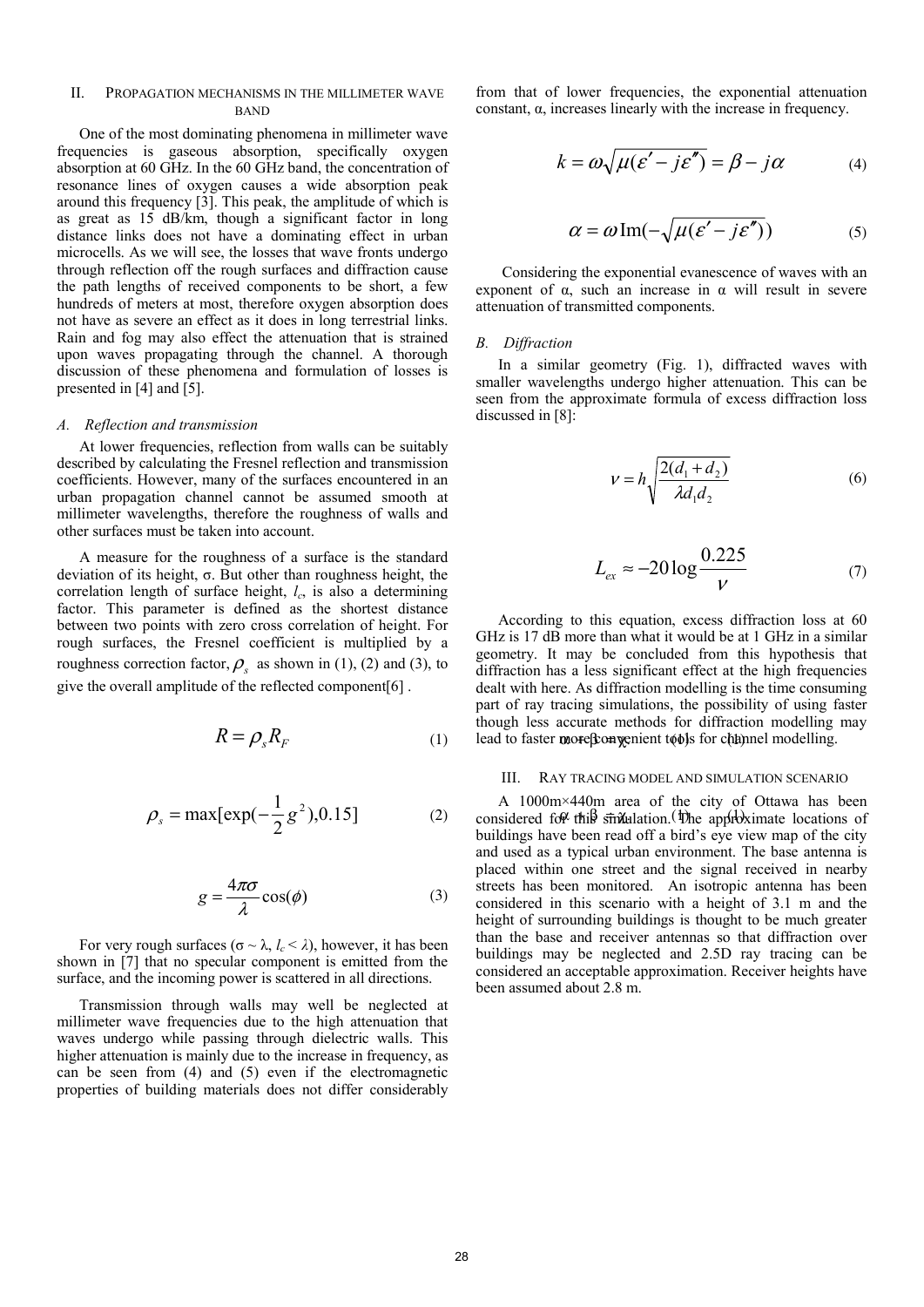## II. Propagation Mechanisms in the Millimeter Wave Band

One of the most dominating phenomena in millimeter wave frequencies is gaseous absorption, specifically oxygen absorption at 60 GHz. In the 60 GHz band, the concentration of resonance lines of oxygen causes a wide absorption peak around this frequency [3]. This peak, the amplitude of which is as great as 15 dB/km, though a significant factor in long distance links does not have a dominating effect in urban microcells. As we will see, the losses that wave fronts undergo through reflection off the rough surfaces and diffraction cause the path lengths of received components to be short, a few hundreds of meters at most, therefore oxygen absorption does not have as severe an effect as it does in long terrestrial links. Rain and fog may also effect the attenuation that is strained upon waves propagating through the channel. A thorough discussion of these phenomena and formulation of losses is presented in [4] and [5].

### A. Reflection and transmission

At lower frequencies, reflection from walls can be suitably described by calculating the Fresnel reflection and transmission coefficients. However, many of the surfaces encountered in an urban propagation channel cannot be assumed smooth at millimeter wavelengths, therefore the roughness of walls and other surfaces must be taken into account.

A measure for the roughness of a surface is the standard deviation of its height, σ. But other than roughness height, the correlation length of surface height, $l_c$, is also a determining factor. This parameter is defined as the shortest distance between two points with zero cross correlation of height. For rough surfaces, the Fresnel coefficient is multiplied by a roughness correction factor, $\rho_s$ as shown in (1), (2) and (3), to give the overall amplitude of the reflected component[6] .

$$R = \rho_s R_F \tag{1}$$

$$\rho_s = \max[\exp(-\frac{1}{2}g^2), 0.15] \tag{2}$$

$$g = \frac{4\pi\sigma}{\lambda}\cos(\phi) \tag{3}$$

For very rough surfaces ($\sigma \sim \lambda$, $l_c < \lambda$), however, it has been shown in [7] that no specular component is emitted from the surface, and the incoming power is scattered in all directions.

Transmission through walls may well be neglected at millimeter wave frequencies due to the high attenuation that waves undergo while passing through dielectric walls. This higher attenuation is mainly due to the increase in frequency, as can be seen from (4) and (5) even if the electromagnetic properties of building materials does not differ considerably from that of lower frequencies, the exponential attenuation constant, α, increases linearly with the increase in frequency.

$$k = \omega\sqrt{\mu(\varepsilon' - j\varepsilon'')} = \beta - j\alpha \tag{4}$$

$$\alpha = \omega \,\mathrm{Im}(-\sqrt{\mu(\varepsilon' - j\varepsilon'')}) \tag{5}$$

Considering the exponential evanescence of waves with an exponent of α, such an increase in α will result in severe attenuation of transmitted components.

### B. Diffraction

In a similar geometry (Fig. 1), diffracted waves with smaller wavelengths undergo higher attenuation. This can be seen from the approximate formula of excess diffraction loss discussed in [8]:

$$\nu = h\sqrt{\frac{2(d_1 + d_2)}{\lambda d_1 d_2}} \tag{6}$$

$$L_{ex} \approx -20\log\frac{0.225}{\nu} \tag{7}$$

According to this equation, excess diffraction loss at 60 GHz is 17 dB more than what it would be at 1 GHz in a similar geometry. It may be concluded from this hypothesis that diffraction has a less significant effect at the high frequencies dealt with here. As diffraction modelling is the time consuming part of ray tracing simulations, the possibility of using faster though less accurate methods for diffraction modelling may lead to faster more convenient tools for channel modelling.

## III. Ray Tracing Model and Simulation Scenario

A 1000m×440m area of the city of Ottawa has been considered for this simulation. The approximate locations of buildings have been read off a bird's eye view map of the city and used as a typical urban environment. The base antenna is placed within one street and the signal received in nearby streets has been monitored. An isotropic antenna has been considered in this scenario with a height of 3.1 m and the height of surrounding buildings is thought to be much greater than the base and receiver antennas so that diffraction over buildings may be neglected and 2.5D ray tracing can be considered an acceptable approximation. Receiver heights have been assumed about 2.8 m.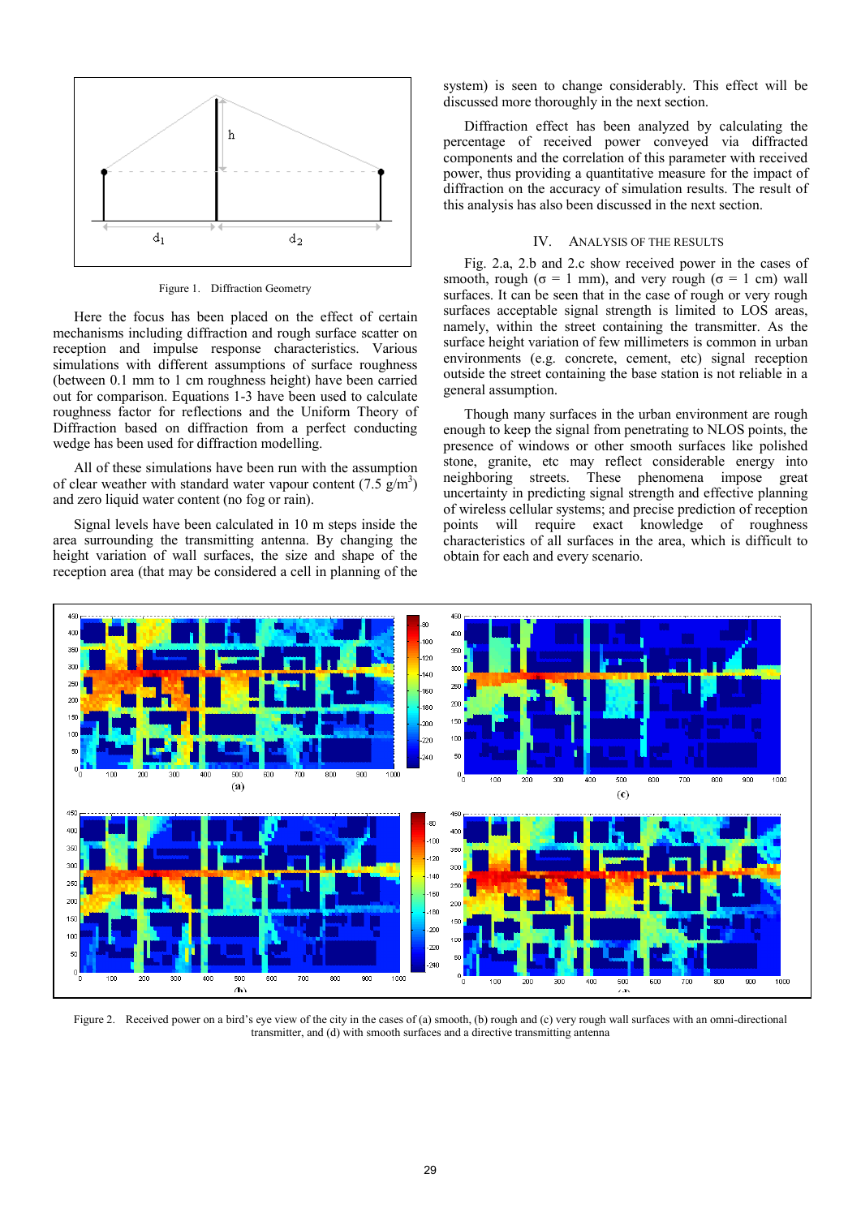Figure 1. Diffraction Geometry

Here the focus has been placed on the effect of certain mechanisms including diffraction and rough surface scatter on reception and impulse response characteristics. Various simulations with different assumptions of surface roughness (between 0.1 mm to 1 cm roughness height) have been carried out for comparison. Equations 1-3 have been used to calculate roughness factor for reflections and the Uniform Theory of Diffraction based on diffraction from a perfect conducting wedge has been used for diffraction modelling.

All of these simulations have been run with the assumption of clear weather with standard water vapour content (7.5 g/m$^3$) and zero liquid water content (no fog or rain).

Signal levels have been calculated in 10 m steps inside the area surrounding the transmitting antenna. By changing the height variation of wall surfaces, the size and shape of the reception area (that may be considered a cell in planning of the system) is seen to change considerably. This effect will be discussed more thoroughly in the next section.

Diffraction effect has been analyzed by calculating the percentage of received power conveyed via diffracted components and the correlation of this parameter with received power, thus providing a quantitative measure for the impact of diffraction on the accuracy of simulation results. The result of this analysis has also been discussed in the next section.

## IV. Analysis of the Results

Fig. 2.a, 2.b and 2.c show received power in the cases of smooth, rough ($\sigma$ = 1 mm), and very rough ($\sigma$ = 1 cm) wall surfaces. It can be seen that in the case of rough or very rough surfaces acceptable signal strength is limited to LOS areas, namely, within the street containing the transmitter. As the surface height variation of few millimeters is common in urban environments (e.g. concrete, cement, etc) signal reception outside the street containing the base station is not reliable in a general assumption.

Though many surfaces in the urban environment are rough enough to keep the signal from penetrating to NLOS points, the presence of windows or other smooth surfaces like polished stone, granite, etc may reflect considerable energy into neighboring streets. These phenomena impose great uncertainty in predicting signal strength and effective planning of wireless cellular systems; and precise prediction of reception points will require exact knowledge of roughness characteristics of all surfaces in the area, which is difficult to obtain for each and every scenario.

Figure 2. Received power on a bird's eye view of the city in the cases of (a) smooth, (b) rough and (c) very rough wall surfaces with an omni-directional transmitter, and (d) with smooth surfaces and a directive transmitting antenna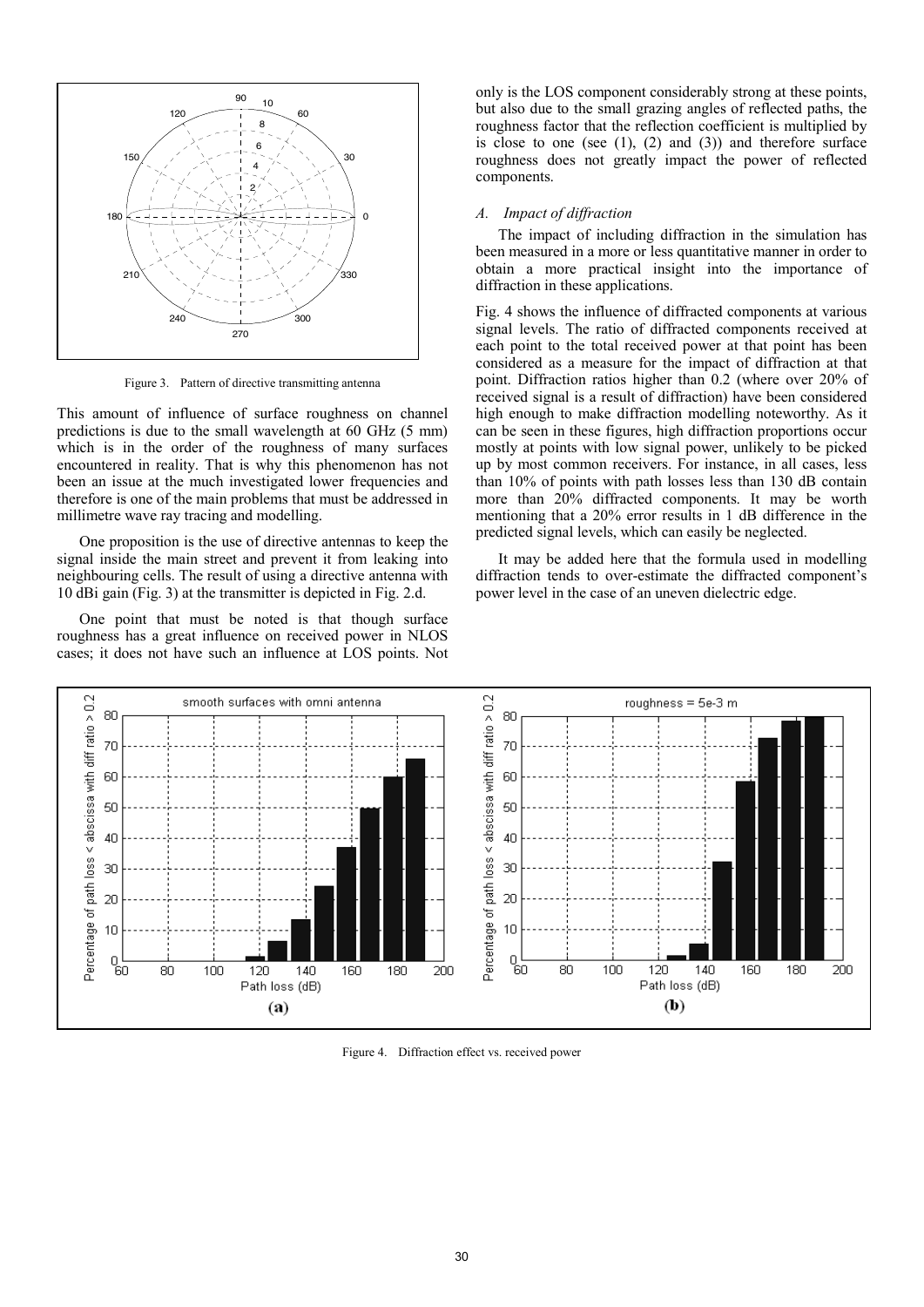Figure 3. Pattern of directive transmitting antenna

This amount of influence of surface roughness on channel predictions is due to the small wavelength at 60 GHz (5 mm) which is in the order of the roughness of many surfaces encountered in reality. That is why this phenomenon has not been an issue at the much investigated lower frequencies and therefore is one of the main problems that must be addressed in millimetre wave ray tracing and modelling.

One proposition is the use of directive antennas to keep the signal inside the main street and prevent it from leaking into neighbouring cells. The result of using a directive antenna with 10 dBi gain (Fig. 3) at the transmitter is depicted in Fig. 2.d.

One point that must be noted is that though surface roughness has a great influence on received power in NLOS cases; it does not have such an influence at LOS points. Not only is the LOS component considerably strong at these points, but also due to the small grazing angles of reflected paths, the roughness factor that the reflection coefficient is multiplied by is close to one (see (1), (2) and (3)) and therefore surface roughness does not greatly impact the power of reflected components.

### *A. Impact of diffraction*

The impact of including diffraction in the simulation has been measured in a more or less quantitative manner in order to obtain a more practical insight into the importance of diffraction in these applications.

Fig. 4 shows the influence of diffracted components at various signal levels. The ratio of diffracted components received at each point to the total received power at that point has been considered as a measure for the impact of diffraction at that point. Diffraction ratios higher than 0.2 (where over 20% of received signal is a result of diffraction) have been considered high enough to make diffraction modelling noteworthy. As it can be seen in these figures, high diffraction proportions occur mostly at points with low signal power, unlikely to be picked up by most common receivers. For instance, in all cases, less than 10% of points with path losses less than 130 dB contain more than 20% diffracted components. It may be worth mentioning that a 20% error results in 1 dB difference in the predicted signal levels, which can easily be neglected.

It may be added here that the formula used in modelling diffraction tends to over-estimate the diffracted component's power level in the case of an uneven dielectric edge.

Figure 4. Diffraction effect vs. received power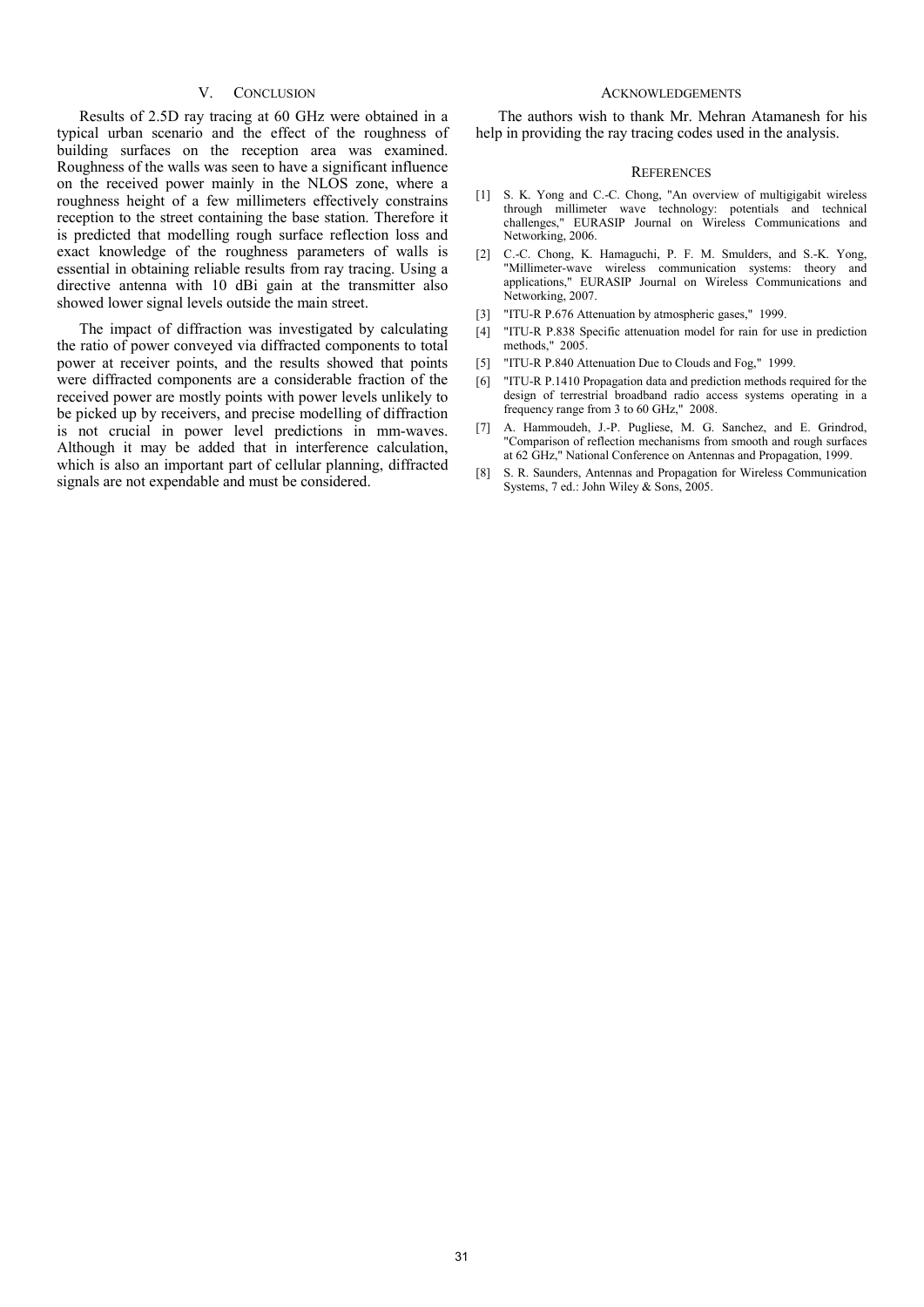## V. CONCLUSION

Results of 2.5D ray tracing at 60 GHz were obtained in a typical urban scenario and the effect of the roughness of building surfaces on the reception area was examined. Roughness of the walls was seen to have a significant influence on the received power mainly in the NLOS zone, where a roughness height of a few millimeters effectively constrains reception to the street containing the base station. Therefore it is predicted that modelling rough surface reflection loss and exact knowledge of the roughness parameters of walls is essential in obtaining reliable results from ray tracing. Using a directive antenna with 10 dBi gain at the transmitter also showed lower signal levels outside the main street.

The impact of diffraction was investigated by calculating the ratio of power conveyed via diffracted components to total power at receiver points, and the results showed that points were diffracted components are a considerable fraction of the received power are mostly points with power levels unlikely to be picked up by receivers, and precise modelling of diffraction is not crucial in power level predictions in mm-waves. Although it may be added that in interference calculation, which is also an important part of cellular planning, diffracted signals are not expendable and must be considered.

## ACKNOWLEDGEMENTS

The authors wish to thank Mr. Mehran Atamanesh for his help in providing the ray tracing codes used in the analysis.

## REFERENCES

[1] S. K. Yong and C.-C. Chong, "An overview of multigigabit wireless through millimeter wave technology: potentials and technical challenges," EURASIP Journal on Wireless Communications and Networking, 2006.

[2] C.-C. Chong, K. Hamaguchi, P. F. M. Smulders, and S.-K. Yong, "Millimeter-wave wireless communication systems: theory and applications," EURASIP Journal on Wireless Communications and Networking, 2007.

[3] "ITU-R P.676 Attenuation by atmospheric gases," 1999.

[4] "ITU-R P.838 Specific attenuation model for rain for use in prediction methods," 2005.

[5] "ITU-R P.840 Attenuation Due to Clouds and Fog," 1999.

[6] "ITU-R P.1410 Propagation data and prediction methods required for the design of terrestrial broadband radio access systems operating in a frequency range from 3 to 60 GHz," 2008.

[7] A. Hammoudeh, J.-P. Pugliese, M. G. Sanchez, and E. Grindrod, "Comparison of reflection mechanisms from smooth and rough surfaces at 62 GHz," National Conference on Antennas and Propagation, 1999.

[8] S. R. Saunders, Antennas and Propagation for Wireless Communication Systems, 7 ed.: John Wiley & Sons, 2005.